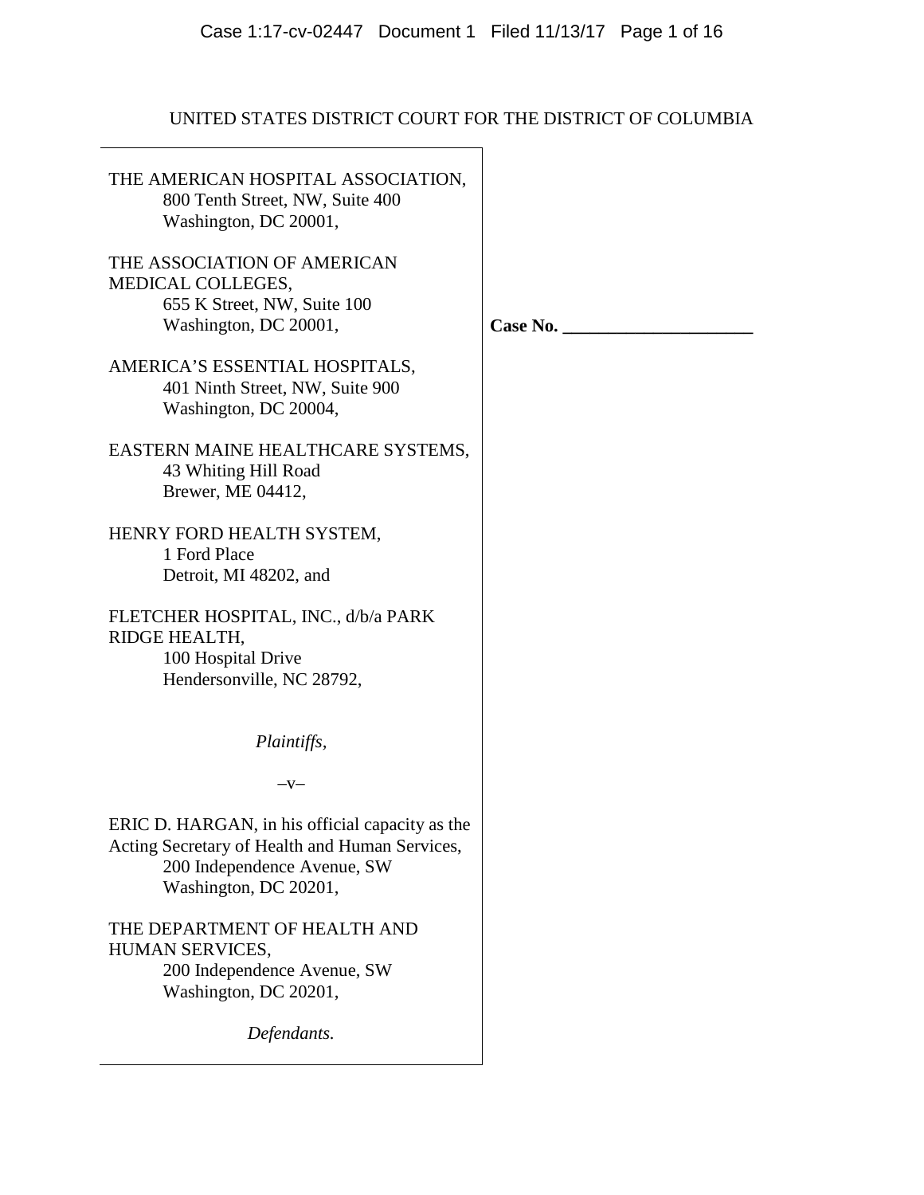UNITED STATES DISTRICT COURT FOR THE DISTRICT OF COLUMBIA

THE AMERICAN HOSPITAL ASSOCIATION,
800 Tenth Street, NW, Suite 400
Washington, DC 20001,

THE ASSOCIATION OF AMERICAN MEDICAL COLLEGES,
655 K Street, NW, Suite 100
Washington, DC 20001,

AMERICA'S ESSENTIAL HOSPITALS,
401 Ninth Street, NW, Suite 900
Washington, DC 20004,

EASTERN MAINE HEALTHCARE SYSTEMS,
43 Whiting Hill Road
Brewer, ME 04412,

HENRY FORD HEALTH SYSTEM,
1 Ford Place
Detroit, MI 48202, and

FLETCHER HOSPITAL, INC., d/b/a PARK RIDGE HEALTH,
100 Hospital Drive
Hendersonville, NC 28792,

*Plaintiffs,*

–v–

ERIC D. HARGAN, in his official capacity as the Acting Secretary of Health and Human Services,
200 Independence Avenue, SW
Washington, DC 20201,

THE DEPARTMENT OF HEALTH AND HUMAN SERVICES,
200 Independence Avenue, SW
Washington, DC 20201,

*Defendants.*

**Case No. ____________________**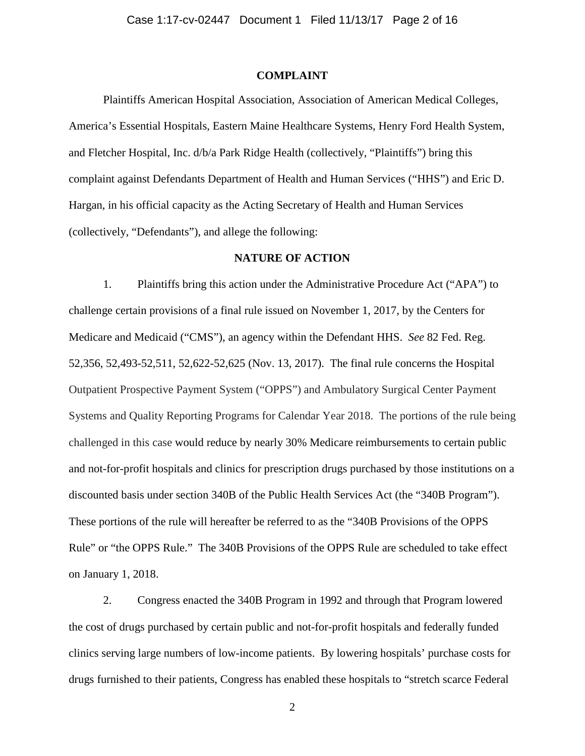**COMPLAINT**

Plaintiffs American Hospital Association, Association of American Medical Colleges, America's Essential Hospitals, Eastern Maine Healthcare Systems, Henry Ford Health System, and Fletcher Hospital, Inc. d/b/a Park Ridge Health (collectively, "Plaintiffs") bring this complaint against Defendants Department of Health and Human Services ("HHS") and Eric D. Hargan, in his official capacity as the Acting Secretary of Health and Human Services (collectively, "Defendants"), and allege the following:

**NATURE OF ACTION**

1. Plaintiffs bring this action under the Administrative Procedure Act ("APA") to challenge certain provisions of a final rule issued on November 1, 2017, by the Centers for Medicare and Medicaid ("CMS"), an agency within the Defendant HHS. *See* 82 Fed. Reg. 52,356, 52,493-52,511, 52,622-52,625 (Nov. 13, 2017). The final rule concerns the Hospital Outpatient Prospective Payment System ("OPPS") and Ambulatory Surgical Center Payment Systems and Quality Reporting Programs for Calendar Year 2018. The portions of the rule being challenged in this case would reduce by nearly 30% Medicare reimbursements to certain public and not-for-profit hospitals and clinics for prescription drugs purchased by those institutions on a discounted basis under section 340B of the Public Health Services Act (the "340B Program"). These portions of the rule will hereafter be referred to as the "340B Provisions of the OPPS Rule" or "the OPPS Rule." The 340B Provisions of the OPPS Rule are scheduled to take effect on January 1, 2018.

2. Congress enacted the 340B Program in 1992 and through that Program lowered the cost of drugs purchased by certain public and not-for-profit hospitals and federally funded clinics serving large numbers of low-income patients. By lowering hospitals' purchase costs for drugs furnished to their patients, Congress has enabled these hospitals to "stretch scarce Federal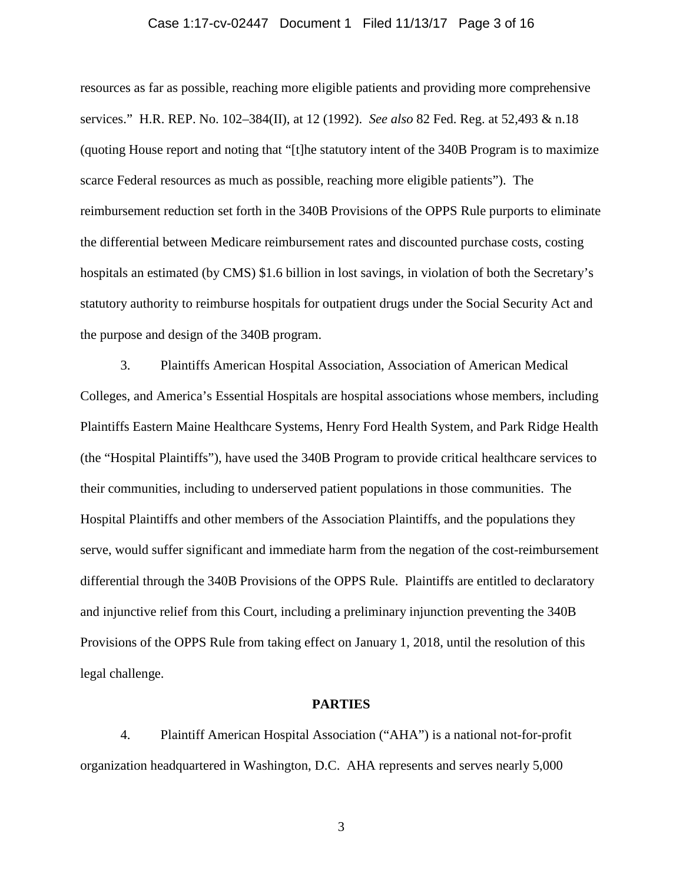resources as far as possible, reaching more eligible patients and providing more comprehensive services." H.R. REP. No. 102–384(II), at 12 (1992). *See also* 82 Fed. Reg. at 52,493 & n.18 (quoting House report and noting that "[t]he statutory intent of the 340B Program is to maximize scarce Federal resources as much as possible, reaching more eligible patients"). The reimbursement reduction set forth in the 340B Provisions of the OPPS Rule purports to eliminate the differential between Medicare reimbursement rates and discounted purchase costs, costing hospitals an estimated (by CMS) $1.6 billion in lost savings, in violation of both the Secretary's statutory authority to reimburse hospitals for outpatient drugs under the Social Security Act and the purpose and design of the 340B program.

3. Plaintiffs American Hospital Association, Association of American Medical Colleges, and America's Essential Hospitals are hospital associations whose members, including Plaintiffs Eastern Maine Healthcare Systems, Henry Ford Health System, and Park Ridge Health (the "Hospital Plaintiffs"), have used the 340B Program to provide critical healthcare services to their communities, including to underserved patient populations in those communities. The Hospital Plaintiffs and other members of the Association Plaintiffs, and the populations they serve, would suffer significant and immediate harm from the negation of the cost-reimbursement differential through the 340B Provisions of the OPPS Rule. Plaintiffs are entitled to declaratory and injunctive relief from this Court, including a preliminary injunction preventing the 340B Provisions of the OPPS Rule from taking effect on January 1, 2018, until the resolution of this legal challenge.

## PARTIES

4. Plaintiff American Hospital Association ("AHA") is a national not-for-profit organization headquartered in Washington, D.C. AHA represents and serves nearly 5,000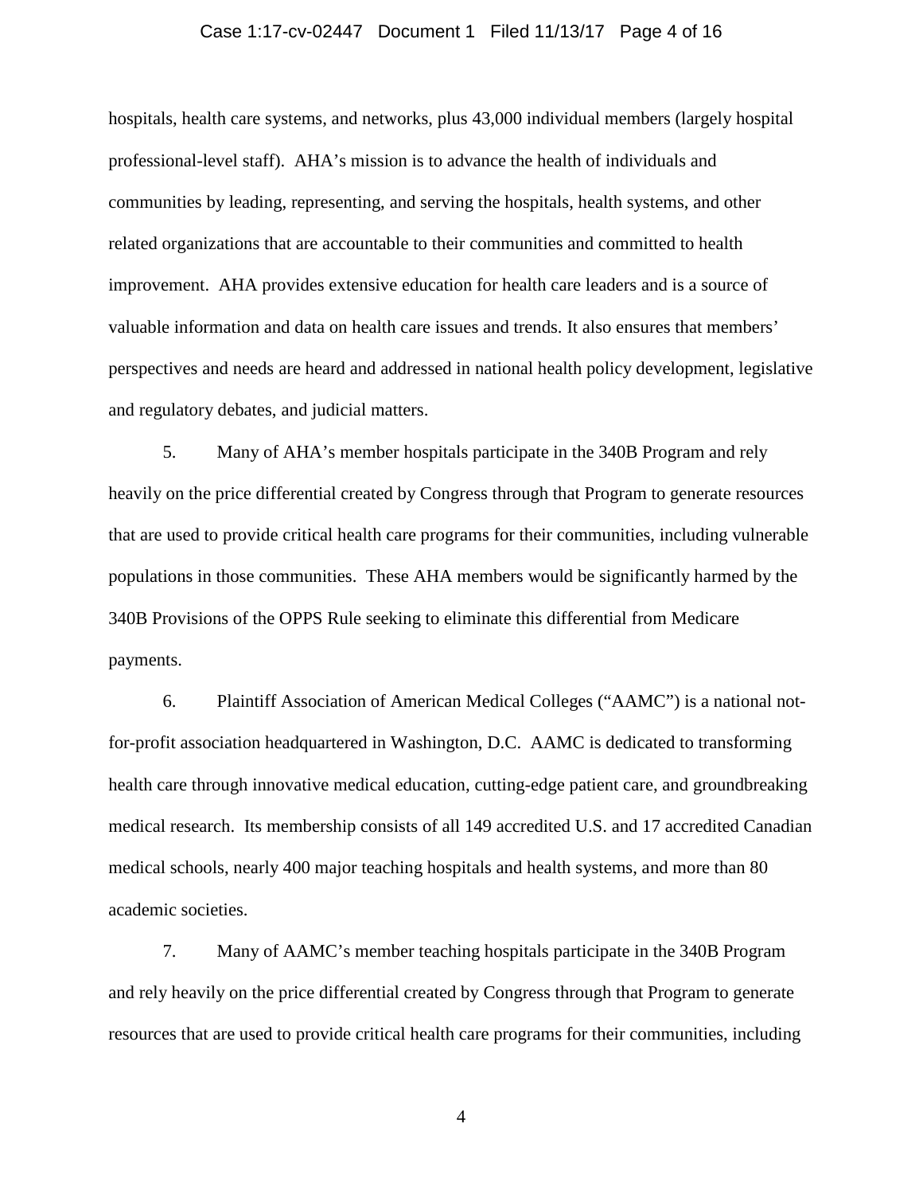hospitals, health care systems, and networks, plus 43,000 individual members (largely hospital professional-level staff). AHA's mission is to advance the health of individuals and communities by leading, representing, and serving the hospitals, health systems, and other related organizations that are accountable to their communities and committed to health improvement. AHA provides extensive education for health care leaders and is a source of valuable information and data on health care issues and trends. It also ensures that members' perspectives and needs are heard and addressed in national health policy development, legislative and regulatory debates, and judicial matters.

5. Many of AHA's member hospitals participate in the 340B Program and rely heavily on the price differential created by Congress through that Program to generate resources that are used to provide critical health care programs for their communities, including vulnerable populations in those communities. These AHA members would be significantly harmed by the 340B Provisions of the OPPS Rule seeking to eliminate this differential from Medicare payments.

6. Plaintiff Association of American Medical Colleges ("AAMC") is a national not-for-profit association headquartered in Washington, D.C. AAMC is dedicated to transforming health care through innovative medical education, cutting-edge patient care, and groundbreaking medical research. Its membership consists of all 149 accredited U.S. and 17 accredited Canadian medical schools, nearly 400 major teaching hospitals and health systems, and more than 80 academic societies.

7. Many of AAMC's member teaching hospitals participate in the 340B Program and rely heavily on the price differential created by Congress through that Program to generate resources that are used to provide critical health care programs for their communities, including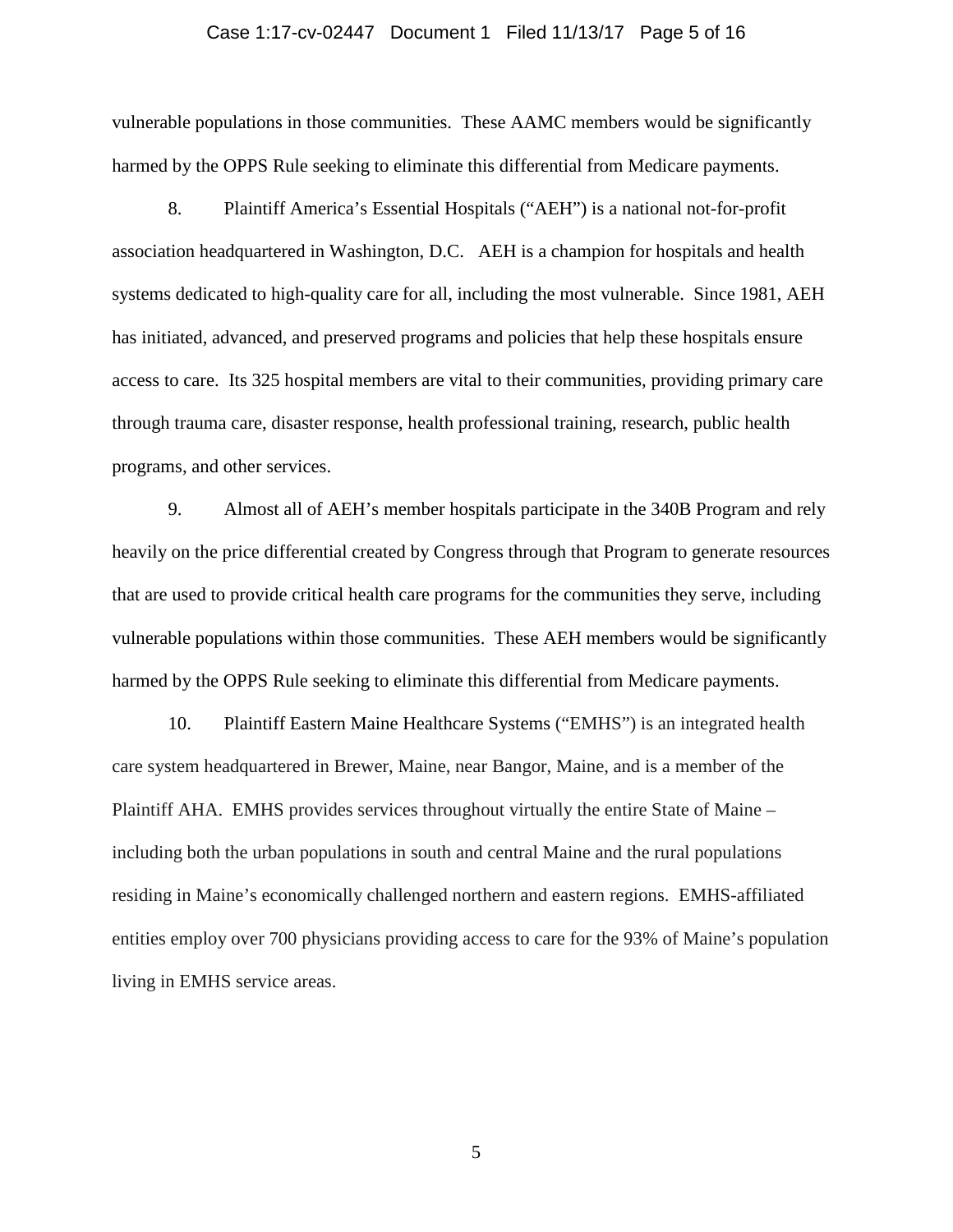vulnerable populations in those communities. These AAMC members would be significantly harmed by the OPPS Rule seeking to eliminate this differential from Medicare payments.

8. Plaintiff America's Essential Hospitals ("AEH") is a national not-for-profit association headquartered in Washington, D.C. AEH is a champion for hospitals and health systems dedicated to high-quality care for all, including the most vulnerable. Since 1981, AEH has initiated, advanced, and preserved programs and policies that help these hospitals ensure access to care. Its 325 hospital members are vital to their communities, providing primary care through trauma care, disaster response, health professional training, research, public health programs, and other services.

9. Almost all of AEH's member hospitals participate in the 340B Program and rely heavily on the price differential created by Congress through that Program to generate resources that are used to provide critical health care programs for the communities they serve, including vulnerable populations within those communities. These AEH members would be significantly harmed by the OPPS Rule seeking to eliminate this differential from Medicare payments.

10. Plaintiff Eastern Maine Healthcare Systems ("EMHS") is an integrated health care system headquartered in Brewer, Maine, near Bangor, Maine, and is a member of the Plaintiff AHA. EMHS provides services throughout virtually the entire State of Maine – including both the urban populations in south and central Maine and the rural populations residing in Maine's economically challenged northern and eastern regions. EMHS-affiliated entities employ over 700 physicians providing access to care for the 93% of Maine's population living in EMHS service areas.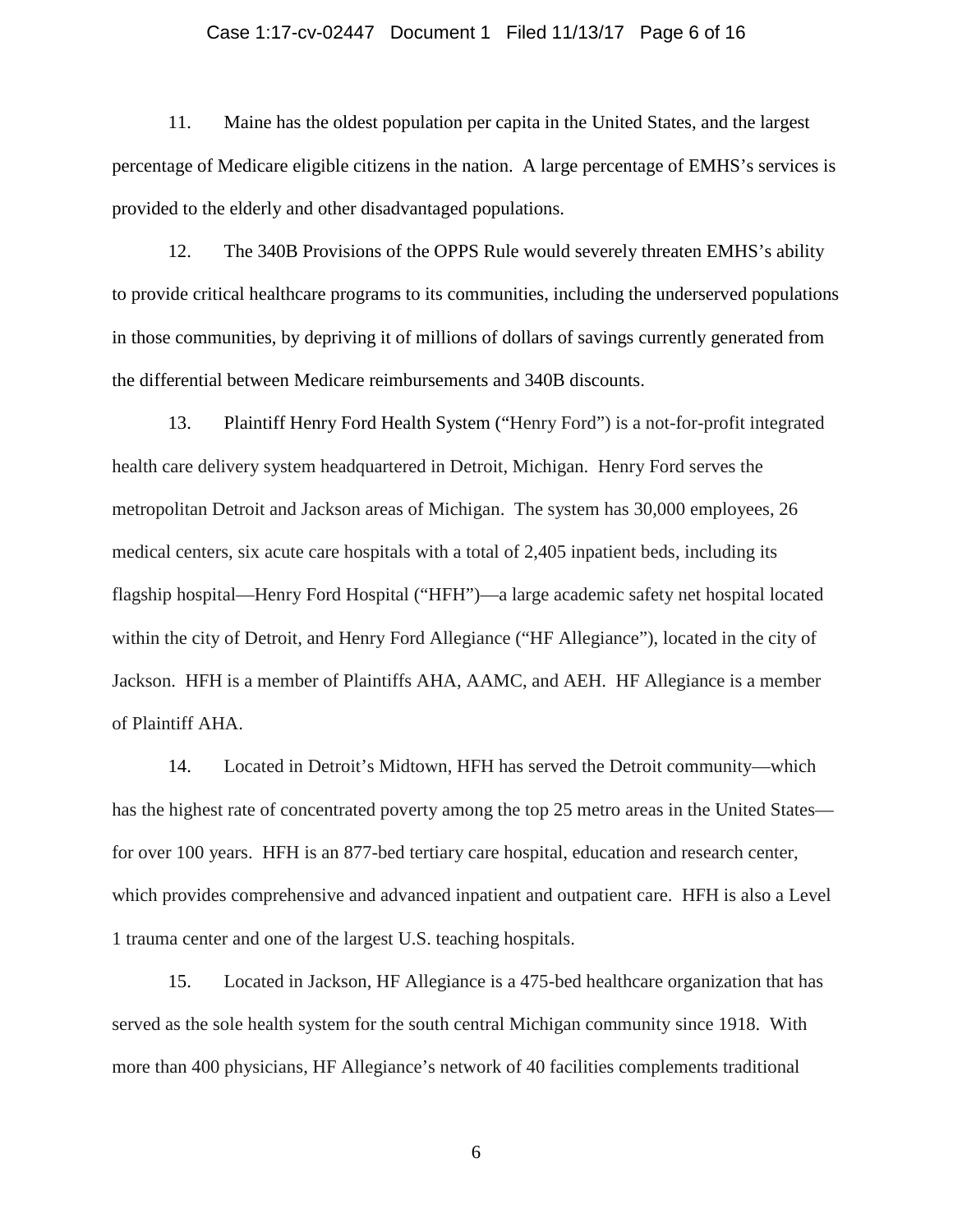11. Maine has the oldest population per capita in the United States, and the largest percentage of Medicare eligible citizens in the nation. A large percentage of EMHS's services is provided to the elderly and other disadvantaged populations.

12. The 340B Provisions of the OPPS Rule would severely threaten EMHS's ability to provide critical healthcare programs to its communities, including the underserved populations in those communities, by depriving it of millions of dollars of savings currently generated from the differential between Medicare reimbursements and 340B discounts.

13. Plaintiff Henry Ford Health System ("Henry Ford") is a not-for-profit integrated health care delivery system headquartered in Detroit, Michigan. Henry Ford serves the metropolitan Detroit and Jackson areas of Michigan. The system has 30,000 employees, 26 medical centers, six acute care hospitals with a total of 2,405 inpatient beds, including its flagship hospital—Henry Ford Hospital ("HFH")—a large academic safety net hospital located within the city of Detroit, and Henry Ford Allegiance ("HF Allegiance"), located in the city of Jackson. HFH is a member of Plaintiffs AHA, AAMC, and AEH. HF Allegiance is a member of Plaintiff AHA.

14. Located in Detroit's Midtown, HFH has served the Detroit community—which has the highest rate of concentrated poverty among the top 25 metro areas in the United States—for over 100 years. HFH is an 877-bed tertiary care hospital, education and research center, which provides comprehensive and advanced inpatient and outpatient care. HFH is also a Level 1 trauma center and one of the largest U.S. teaching hospitals.

15. Located in Jackson, HF Allegiance is a 475-bed healthcare organization that has served as the sole health system for the south central Michigan community since 1918. With more than 400 physicians, HF Allegiance's network of 40 facilities complements traditional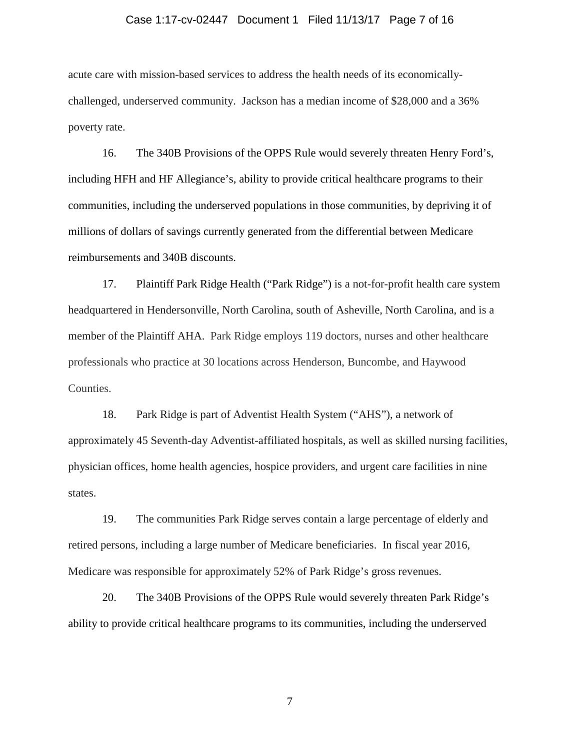acute care with mission-based services to address the health needs of its economically-challenged, underserved community. Jackson has a median income of $28,000 and a 36% poverty rate.

16. The 340B Provisions of the OPPS Rule would severely threaten Henry Ford's, including HFH and HF Allegiance's, ability to provide critical healthcare programs to their communities, including the underserved populations in those communities, by depriving it of millions of dollars of savings currently generated from the differential between Medicare reimbursements and 340B discounts.

17. Plaintiff Park Ridge Health ("Park Ridge") is a not-for-profit health care system headquartered in Hendersonville, North Carolina, south of Asheville, North Carolina, and is a member of the Plaintiff AHA. Park Ridge employs 119 doctors, nurses and other healthcare professionals who practice at 30 locations across Henderson, Buncombe, and Haywood Counties.

18. Park Ridge is part of Adventist Health System ("AHS"), a network of approximately 45 Seventh-day Adventist-affiliated hospitals, as well as skilled nursing facilities, physician offices, home health agencies, hospice providers, and urgent care facilities in nine states.

19. The communities Park Ridge serves contain a large percentage of elderly and retired persons, including a large number of Medicare beneficiaries. In fiscal year 2016, Medicare was responsible for approximately 52% of Park Ridge's gross revenues.

20. The 340B Provisions of the OPPS Rule would severely threaten Park Ridge's ability to provide critical healthcare programs to its communities, including the underserved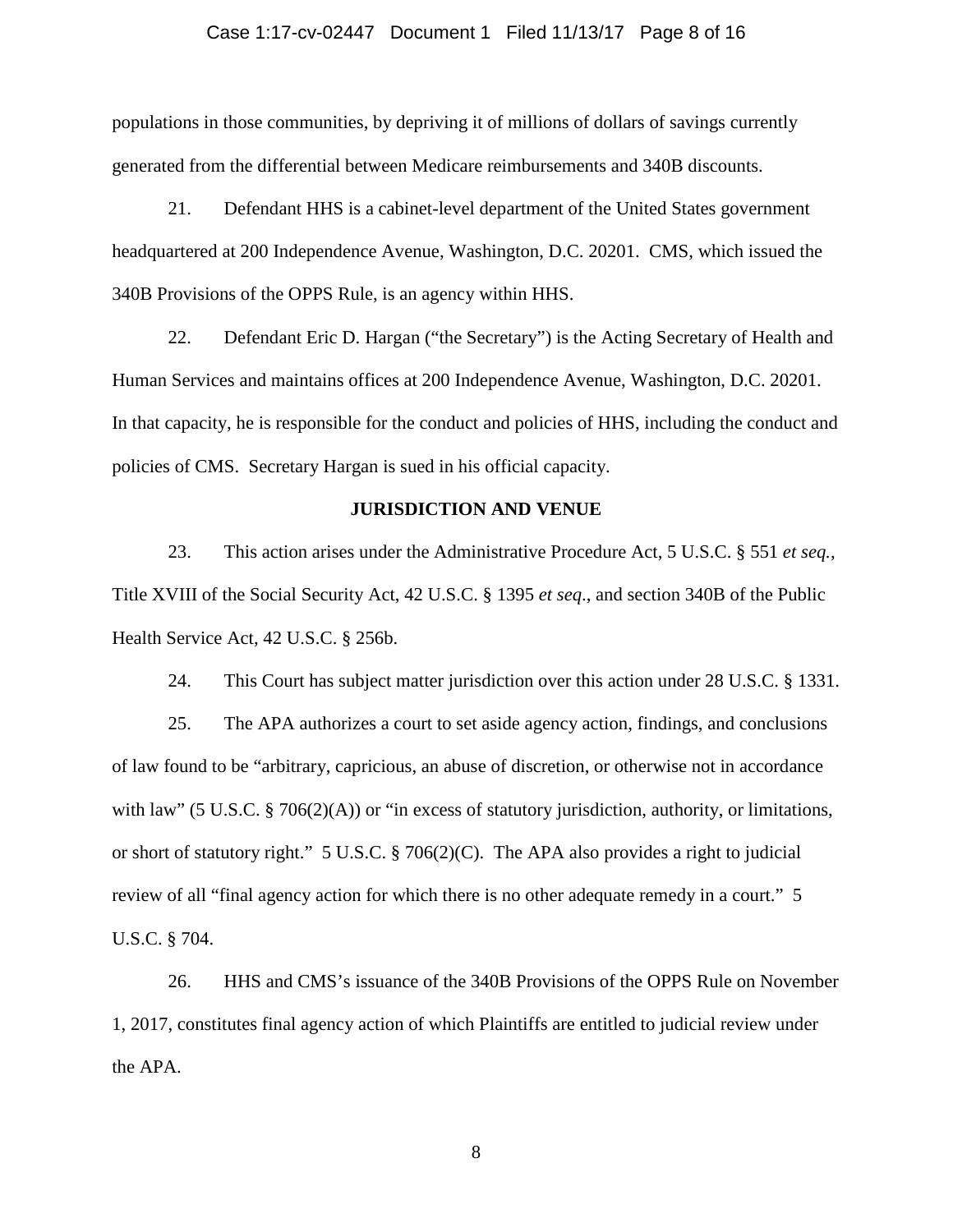populations in those communities, by depriving it of millions of dollars of savings currently generated from the differential between Medicare reimbursements and 340B discounts.

21. Defendant HHS is a cabinet-level department of the United States government headquartered at 200 Independence Avenue, Washington, D.C. 20201. CMS, which issued the 340B Provisions of the OPPS Rule, is an agency within HHS.

22. Defendant Eric D. Hargan ("the Secretary") is the Acting Secretary of Health and Human Services and maintains offices at 200 Independence Avenue, Washington, D.C. 20201. In that capacity, he is responsible for the conduct and policies of HHS, including the conduct and policies of CMS. Secretary Hargan is sued in his official capacity.

## JURISDICTION AND VENUE

23. This action arises under the Administrative Procedure Act, 5 U.S.C. § 551 *et seq.*, Title XVIII of the Social Security Act, 42 U.S.C. § 1395 *et seq*., and section 340B of the Public Health Service Act, 42 U.S.C. § 256b.

24. This Court has subject matter jurisdiction over this action under 28 U.S.C. § 1331.

25. The APA authorizes a court to set aside agency action, findings, and conclusions of law found to be "arbitrary, capricious, an abuse of discretion, or otherwise not in accordance with law" (5 U.S.C. § 706(2)(A)) or "in excess of statutory jurisdiction, authority, or limitations, or short of statutory right." 5 U.S.C. § 706(2)(C). The APA also provides a right to judicial review of all "final agency action for which there is no other adequate remedy in a court." 5 U.S.C. § 704.

26. HHS and CMS's issuance of the 340B Provisions of the OPPS Rule on November 1, 2017, constitutes final agency action of which Plaintiffs are entitled to judicial review under the APA.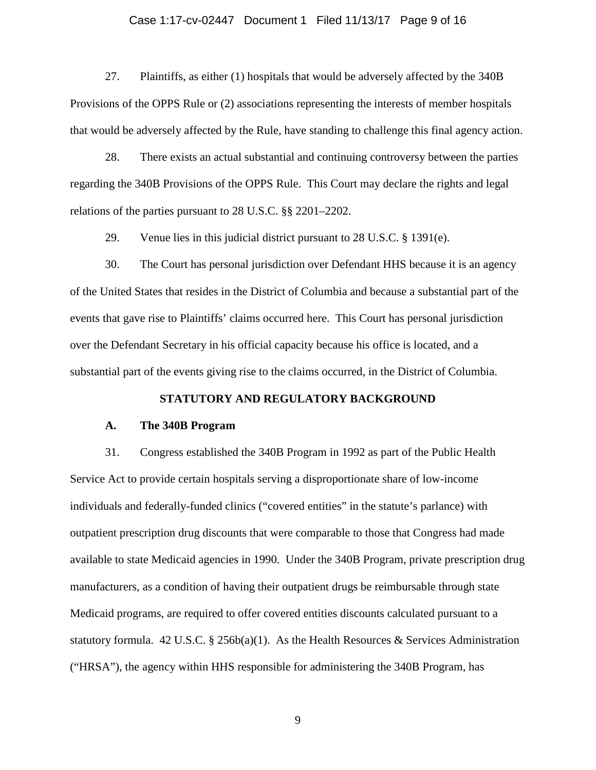27. Plaintiffs, as either (1) hospitals that would be adversely affected by the 340B Provisions of the OPPS Rule or (2) associations representing the interests of member hospitals that would be adversely affected by the Rule, have standing to challenge this final agency action.

28. There exists an actual substantial and continuing controversy between the parties regarding the 340B Provisions of the OPPS Rule. This Court may declare the rights and legal relations of the parties pursuant to 28 U.S.C. §§ 2201–2202.

29. Venue lies in this judicial district pursuant to 28 U.S.C. § 1391(e).

30. The Court has personal jurisdiction over Defendant HHS because it is an agency of the United States that resides in the District of Columbia and because a substantial part of the events that gave rise to Plaintiffs' claims occurred here. This Court has personal jurisdiction over the Defendant Secretary in his official capacity because his office is located, and a substantial part of the events giving rise to the claims occurred, in the District of Columbia.

## STATUTORY AND REGULATORY BACKGROUND

### A. The 340B Program

31. Congress established the 340B Program in 1992 as part of the Public Health Service Act to provide certain hospitals serving a disproportionate share of low-income individuals and federally-funded clinics ("covered entities" in the statute's parlance) with outpatient prescription drug discounts that were comparable to those that Congress had made available to state Medicaid agencies in 1990. Under the 340B Program, private prescription drug manufacturers, as a condition of having their outpatient drugs be reimbursable through state Medicaid programs, are required to offer covered entities discounts calculated pursuant to a statutory formula. 42 U.S.C. § 256b(a)(1). As the Health Resources & Services Administration ("HRSA"), the agency within HHS responsible for administering the 340B Program, has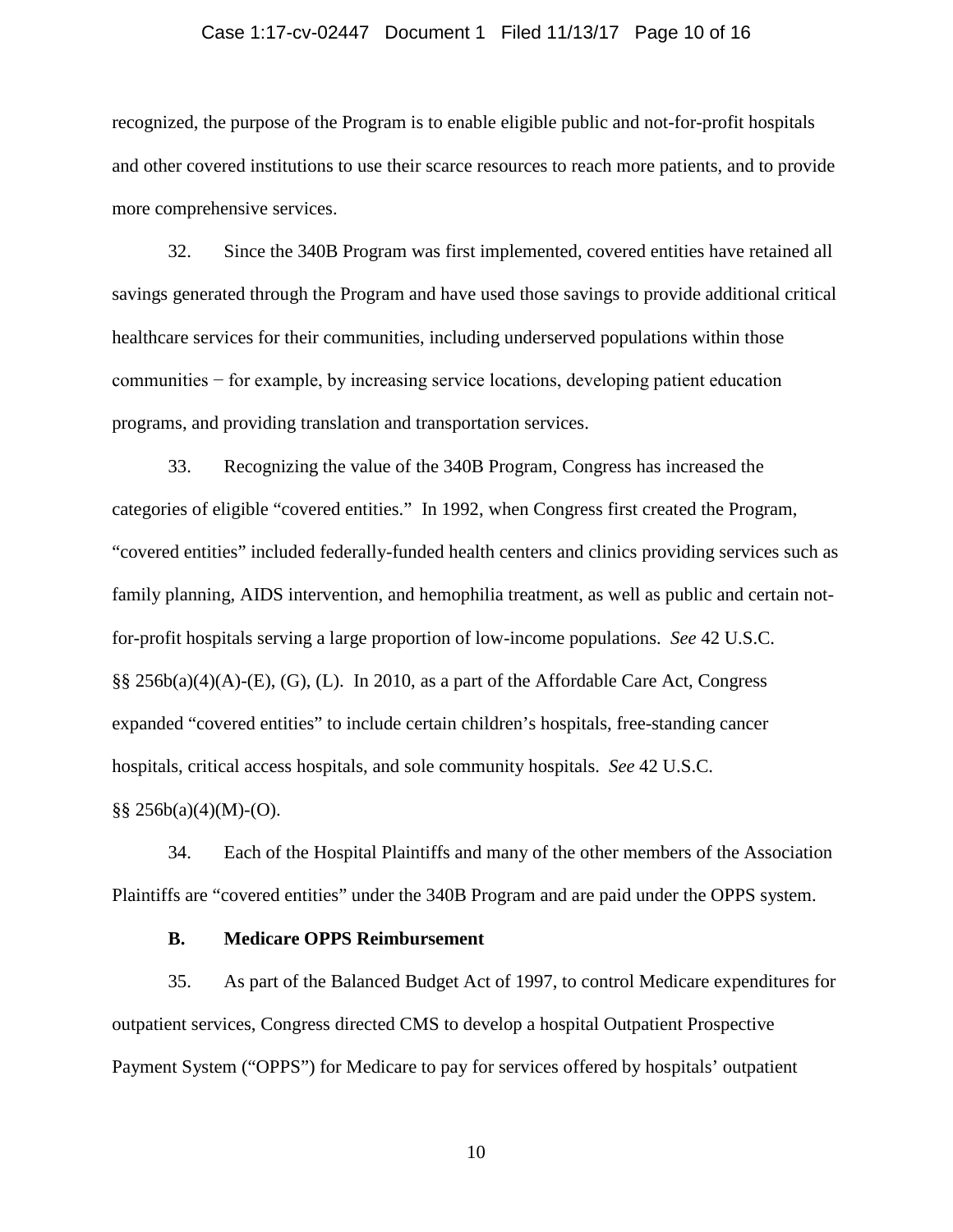recognized, the purpose of the Program is to enable eligible public and not-for-profit hospitals and other covered institutions to use their scarce resources to reach more patients, and to provide more comprehensive services.

32. Since the 340B Program was first implemented, covered entities have retained all savings generated through the Program and have used those savings to provide additional critical healthcare services for their communities, including underserved populations within those communities − for example, by increasing service locations, developing patient education programs, and providing translation and transportation services.

33. Recognizing the value of the 340B Program, Congress has increased the categories of eligible "covered entities." In 1992, when Congress first created the Program, "covered entities" included federally-funded health centers and clinics providing services such as family planning, AIDS intervention, and hemophilia treatment, as well as public and certain not-for-profit hospitals serving a large proportion of low-income populations. *See* 42 U.S.C. §§ 256b(a)(4)(A)-(E), (G), (L). In 2010, as a part of the Affordable Care Act, Congress expanded "covered entities" to include certain children's hospitals, free-standing cancer hospitals, critical access hospitals, and sole community hospitals. *See* 42 U.S.C. §§ 256b(a)(4)(M)-(O).

34. Each of the Hospital Plaintiffs and many of the other members of the Association Plaintiffs are "covered entities" under the 340B Program and are paid under the OPPS system.

**B. Medicare OPPS Reimbursement**

35. As part of the Balanced Budget Act of 1997, to control Medicare expenditures for outpatient services, Congress directed CMS to develop a hospital Outpatient Prospective Payment System ("OPPS") for Medicare to pay for services offered by hospitals' outpatient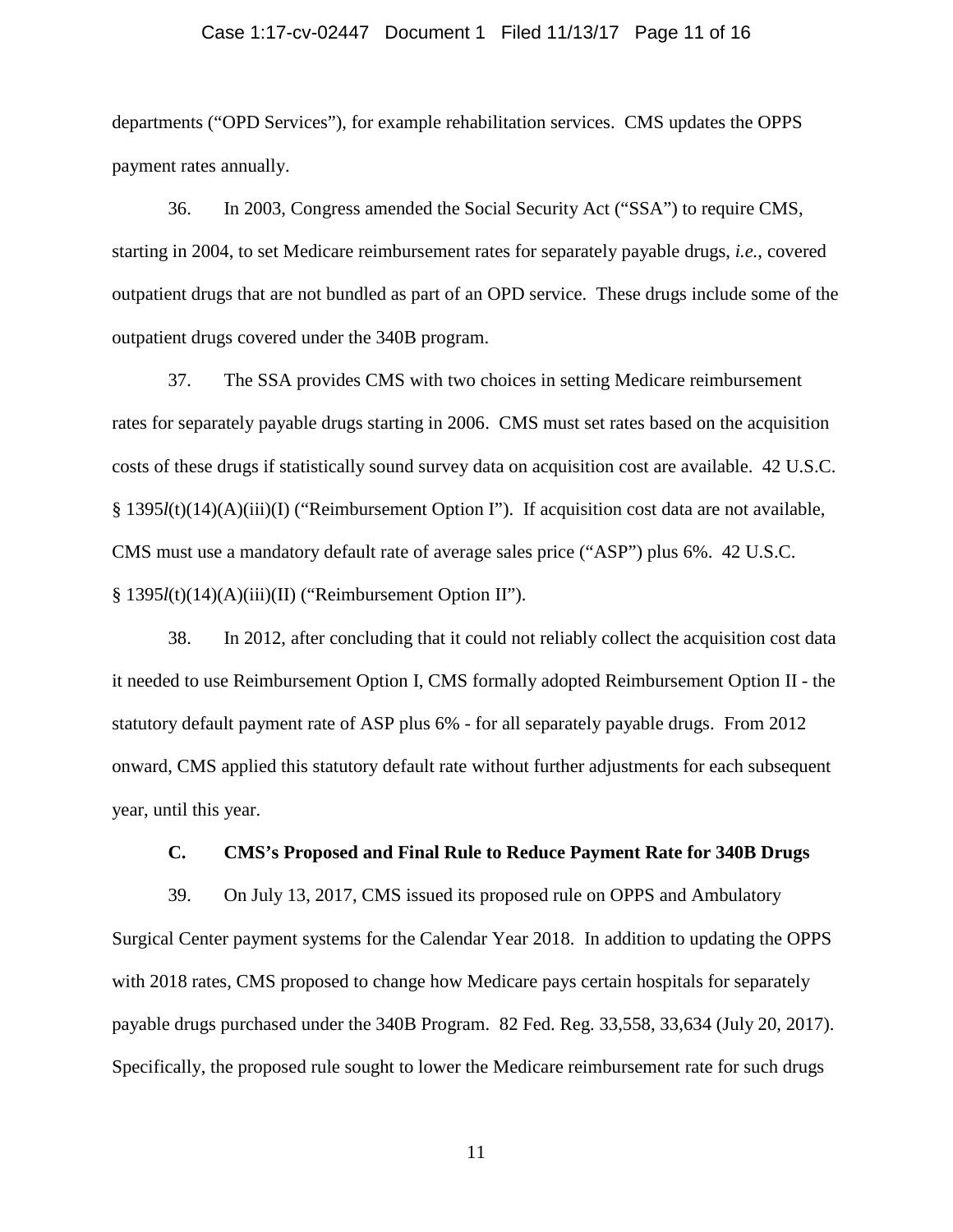departments ("OPD Services"), for example rehabilitation services. CMS updates the OPPS payment rates annually.

36. In 2003, Congress amended the Social Security Act ("SSA") to require CMS, starting in 2004, to set Medicare reimbursement rates for separately payable drugs, *i.e.*, covered outpatient drugs that are not bundled as part of an OPD service. These drugs include some of the outpatient drugs covered under the 340B program.

37. The SSA provides CMS with two choices in setting Medicare reimbursement rates for separately payable drugs starting in 2006. CMS must set rates based on the acquisition costs of these drugs if statistically sound survey data on acquisition cost are available. 42 U.S.C. § 1395*l*(t)(14)(A)(iii)(I) ("Reimbursement Option I"). If acquisition cost data are not available, CMS must use a mandatory default rate of average sales price ("ASP") plus 6%. 42 U.S.C. § 1395*l*(t)(14)(A)(iii)(II) ("Reimbursement Option II").

38. In 2012, after concluding that it could not reliably collect the acquisition cost data it needed to use Reimbursement Option I, CMS formally adopted Reimbursement Option II - the statutory default payment rate of ASP plus 6% - for all separately payable drugs. From 2012 onward, CMS applied this statutory default rate without further adjustments for each subsequent year, until this year.

### C. CMS's Proposed and Final Rule to Reduce Payment Rate for 340B Drugs

39. On July 13, 2017, CMS issued its proposed rule on OPPS and Ambulatory Surgical Center payment systems for the Calendar Year 2018. In addition to updating the OPPS with 2018 rates, CMS proposed to change how Medicare pays certain hospitals for separately payable drugs purchased under the 340B Program. 82 Fed. Reg. 33,558, 33,634 (July 20, 2017). Specifically, the proposed rule sought to lower the Medicare reimbursement rate for such drugs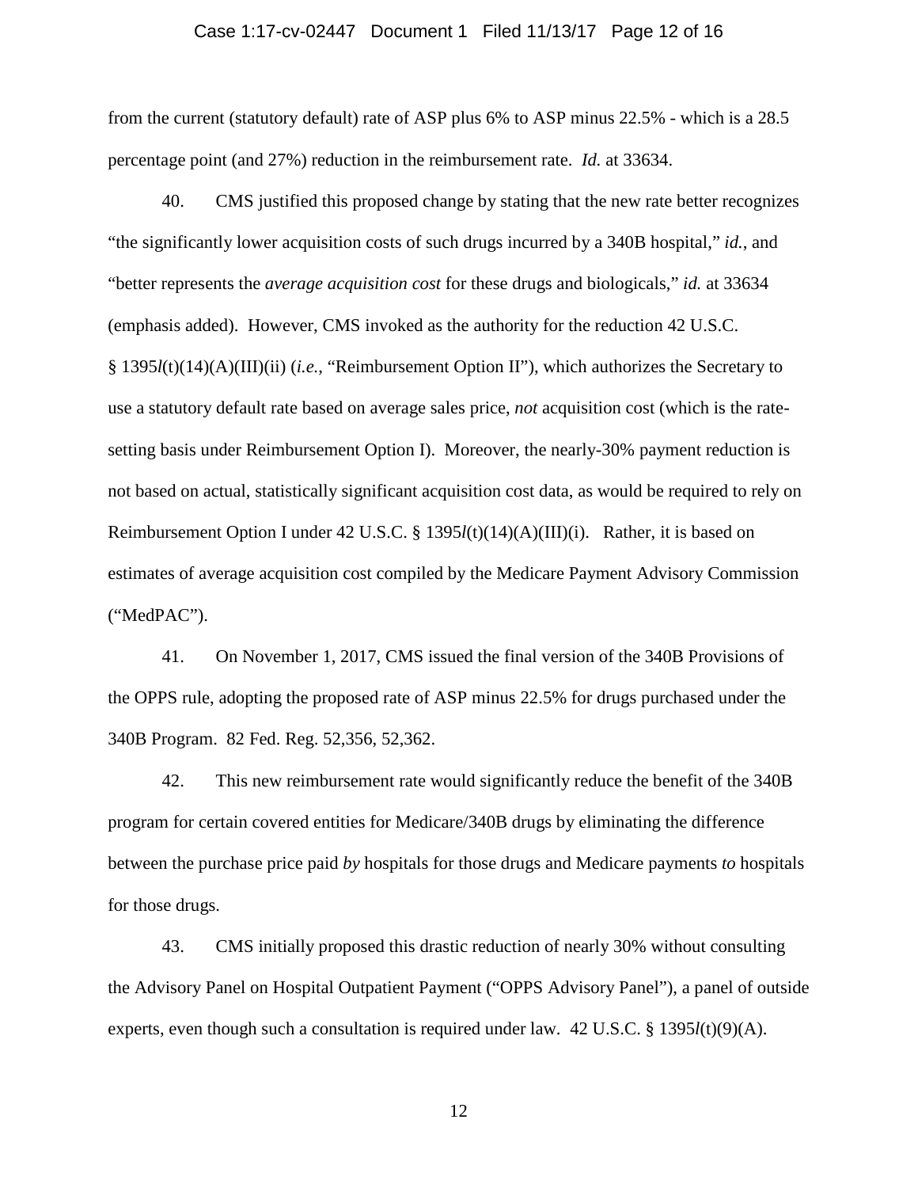from the current (statutory default) rate of ASP plus 6% to ASP minus 22.5% - which is a 28.5 percentage point (and 27%) reduction in the reimbursement rate. *Id.* at 33634.

40. CMS justified this proposed change by stating that the new rate better recognizes "the significantly lower acquisition costs of such drugs incurred by a 340B hospital," *id.*, and "better represents the *average acquisition cost* for these drugs and biologicals," *id.* at 33634 (emphasis added). However, CMS invoked as the authority for the reduction 42 U.S.C. § 1395*l*(t)(14)(A)(III)(ii) (*i.e.*, "Reimbursement Option II"), which authorizes the Secretary to use a statutory default rate based on average sales price, *not* acquisition cost (which is the rate-setting basis under Reimbursement Option I). Moreover, the nearly-30% payment reduction is not based on actual, statistically significant acquisition cost data, as would be required to rely on Reimbursement Option I under 42 U.S.C. § 1395*l*(t)(14)(A)(III)(i). Rather, it is based on estimates of average acquisition cost compiled by the Medicare Payment Advisory Commission ("MedPAC").

41. On November 1, 2017, CMS issued the final version of the 340B Provisions of the OPPS rule, adopting the proposed rate of ASP minus 22.5% for drugs purchased under the 340B Program. 82 Fed. Reg. 52,356, 52,362.

42. This new reimbursement rate would significantly reduce the benefit of the 340B program for certain covered entities for Medicare/340B drugs by eliminating the difference between the purchase price paid *by* hospitals for those drugs and Medicare payments *to* hospitals for those drugs.

43. CMS initially proposed this drastic reduction of nearly 30% without consulting the Advisory Panel on Hospital Outpatient Payment ("OPPS Advisory Panel"), a panel of outside experts, even though such a consultation is required under law. 42 U.S.C. § 1395*l*(t)(9)(A).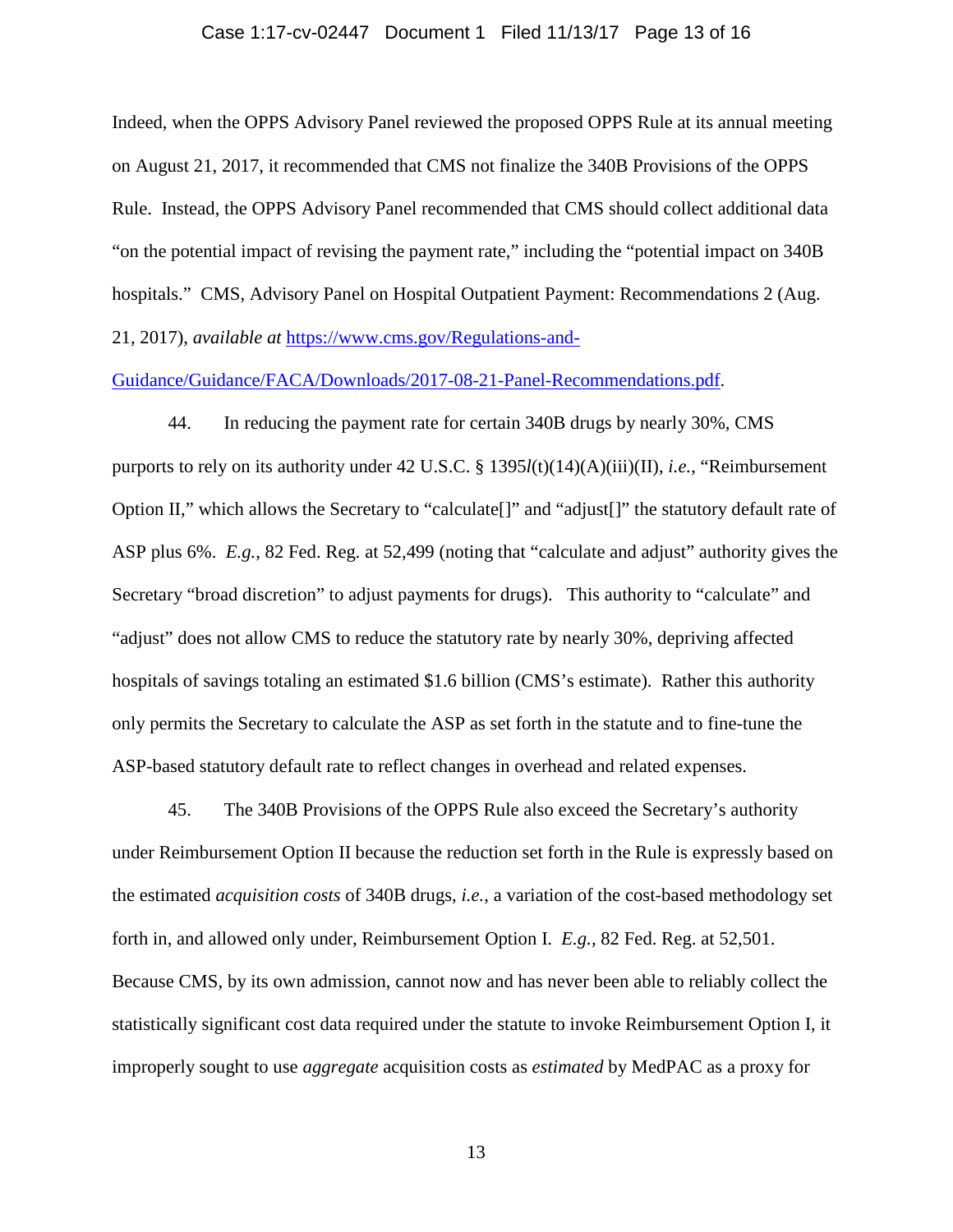Indeed, when the OPPS Advisory Panel reviewed the proposed OPPS Rule at its annual meeting on August 21, 2017, it recommended that CMS not finalize the 340B Provisions of the OPPS Rule. Instead, the OPPS Advisory Panel recommended that CMS should collect additional data "on the potential impact of revising the payment rate," including the "potential impact on 340B hospitals." CMS, Advisory Panel on Hospital Outpatient Payment: Recommendations 2 (Aug. 21, 2017), *available at* [https://www.cms.gov/Regulations-and-Guidance/Guidance/FACA/Downloads/2017-08-21-Panel-Recommendations.pdf](https://www.cms.gov/Regulations-and-Guidance/Guidance/FACA/Downloads/2017-08-21-Panel-Recommendations.pdf).

44. In reducing the payment rate for certain 340B drugs by nearly 30%, CMS purports to rely on its authority under 42 U.S.C. § 1395*l*(t)(14)(A)(iii)(II), *i.e.*, "Reimbursement Option II," which allows the Secretary to "calculate[]" and "adjust[]" the statutory default rate of ASP plus 6%. *E.g.*, 82 Fed. Reg. at 52,499 (noting that "calculate and adjust" authority gives the Secretary "broad discretion" to adjust payments for drugs). This authority to "calculate" and "adjust" does not allow CMS to reduce the statutory rate by nearly 30%, depriving affected hospitals of savings totaling an estimated $1.6 billion (CMS's estimate). Rather this authority only permits the Secretary to calculate the ASP as set forth in the statute and to fine-tune the ASP-based statutory default rate to reflect changes in overhead and related expenses.

45. The 340B Provisions of the OPPS Rule also exceed the Secretary's authority under Reimbursement Option II because the reduction set forth in the Rule is expressly based on the estimated *acquisition costs* of 340B drugs, *i.e.*, a variation of the cost-based methodology set forth in, and allowed only under, Reimbursement Option I. *E.g.*, 82 Fed. Reg. at 52,501. Because CMS, by its own admission, cannot now and has never been able to reliably collect the statistically significant cost data required under the statute to invoke Reimbursement Option I, it improperly sought to use *aggregate* acquisition costs as *estimated* by MedPAC as a proxy for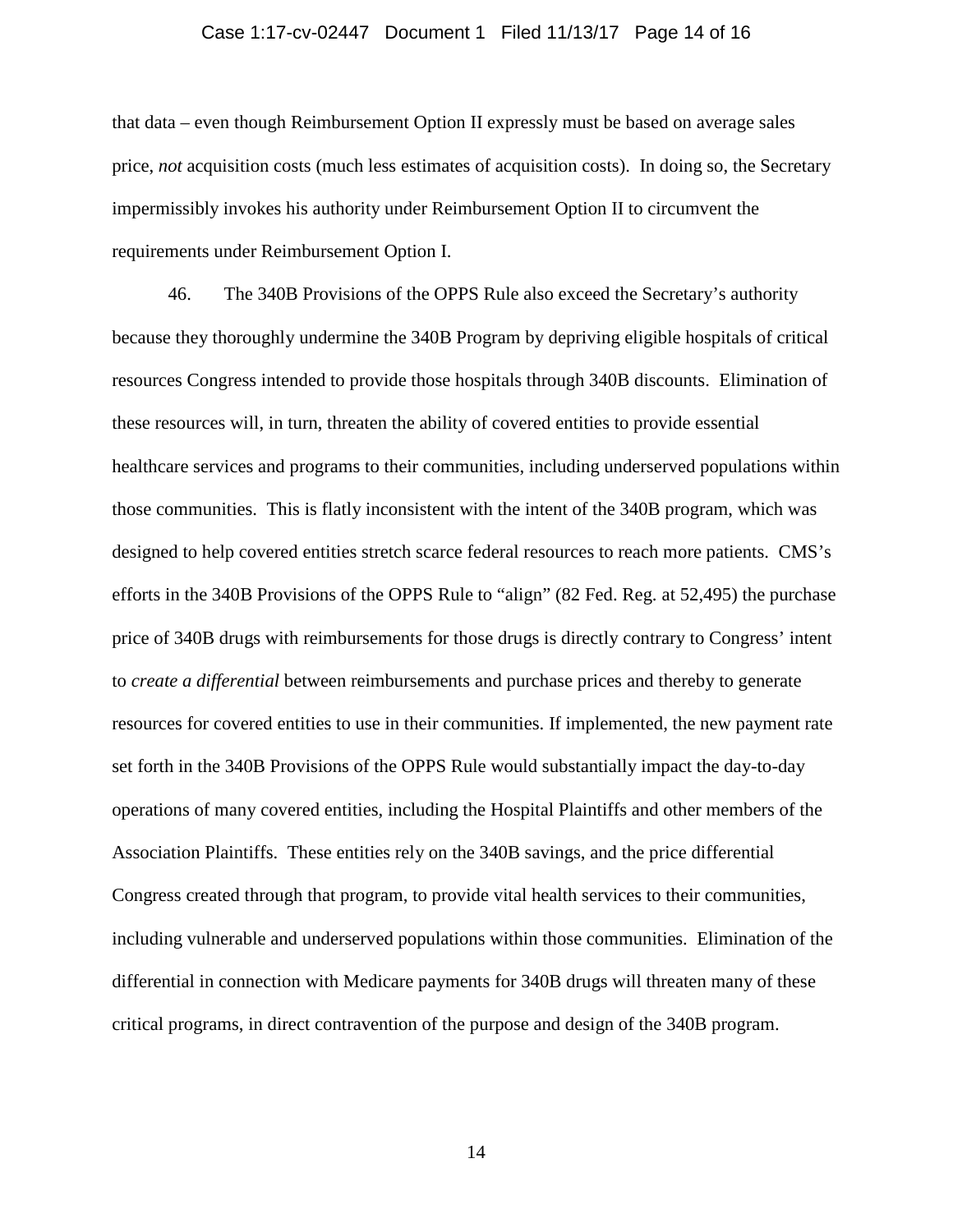that data – even though Reimbursement Option II expressly must be based on average sales price, *not* acquisition costs (much less estimates of acquisition costs). In doing so, the Secretary impermissibly invokes his authority under Reimbursement Option II to circumvent the requirements under Reimbursement Option I.

46. The 340B Provisions of the OPPS Rule also exceed the Secretary's authority because they thoroughly undermine the 340B Program by depriving eligible hospitals of critical resources Congress intended to provide those hospitals through 340B discounts. Elimination of these resources will, in turn, threaten the ability of covered entities to provide essential healthcare services and programs to their communities, including underserved populations within those communities. This is flatly inconsistent with the intent of the 340B program, which was designed to help covered entities stretch scarce federal resources to reach more patients. CMS's efforts in the 340B Provisions of the OPPS Rule to "align" (82 Fed. Reg. at 52,495) the purchase price of 340B drugs with reimbursements for those drugs is directly contrary to Congress' intent to *create a differential* between reimbursements and purchase prices and thereby to generate resources for covered entities to use in their communities. If implemented, the new payment rate set forth in the 340B Provisions of the OPPS Rule would substantially impact the day-to-day operations of many covered entities, including the Hospital Plaintiffs and other members of the Association Plaintiffs. These entities rely on the 340B savings, and the price differential Congress created through that program, to provide vital health services to their communities, including vulnerable and underserved populations within those communities. Elimination of the differential in connection with Medicare payments for 340B drugs will threaten many of these critical programs, in direct contravention of the purpose and design of the 340B program.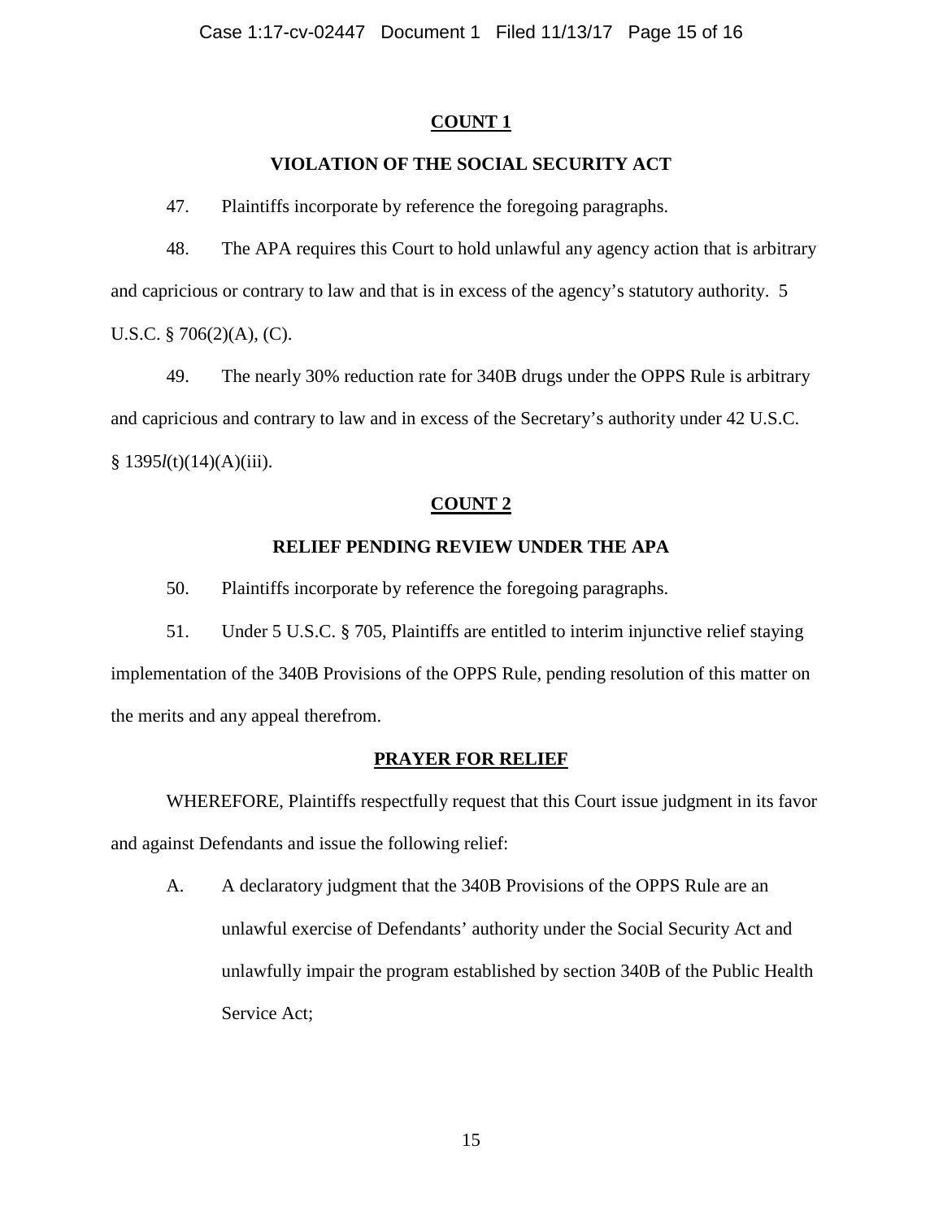## COUNT 1

### VIOLATION OF THE SOCIAL SECURITY ACT

47. Plaintiffs incorporate by reference the foregoing paragraphs.

48. The APA requires this Court to hold unlawful any agency action that is arbitrary and capricious or contrary to law and that is in excess of the agency's statutory authority. 5 U.S.C. § 706(2)(A), (C).

49. The nearly 30% reduction rate for 340B drugs under the OPPS Rule is arbitrary and capricious and contrary to law and in excess of the Secretary's authority under 42 U.S.C. § 1395*l*(t)(14)(A)(iii).

## COUNT 2

### RELIEF PENDING REVIEW UNDER THE APA

50. Plaintiffs incorporate by reference the foregoing paragraphs.

51. Under 5 U.S.C. § 705, Plaintiffs are entitled to interim injunctive relief staying implementation of the 340B Provisions of the OPPS Rule, pending resolution of this matter on the merits and any appeal therefrom.

## PRAYER FOR RELIEF

WHEREFORE, Plaintiffs respectfully request that this Court issue judgment in its favor and against Defendants and issue the following relief:

A. A declaratory judgment that the 340B Provisions of the OPPS Rule are an unlawful exercise of Defendants' authority under the Social Security Act and unlawfully impair the program established by section 340B of the Public Health Service Act;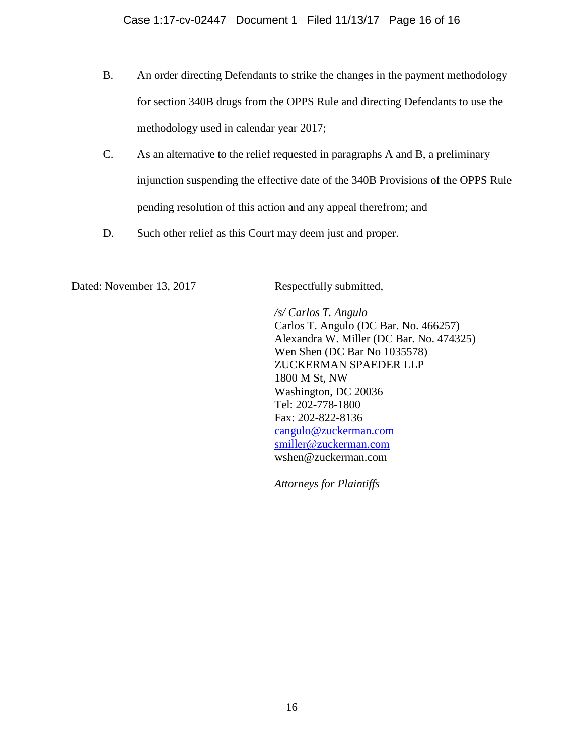B. An order directing Defendants to strike the changes in the payment methodology for section 340B drugs from the OPPS Rule and directing Defendants to use the methodology used in calendar year 2017;

C. As an alternative to the relief requested in paragraphs A and B, a preliminary injunction suspending the effective date of the 340B Provisions of the OPPS Rule pending resolution of this action and any appeal therefrom; and

D. Such other relief as this Court may deem just and proper.

Dated: November 13, 2017

Respectfully submitted,

*/s/ Carlos T. Angulo*
Carlos T. Angulo (DC Bar. No. 466257)
Alexandra W. Miller (DC Bar. No. 474325)
Wen Shen (DC Bar No 1035578)
ZUCKERMAN SPAEDER LLP
1800 M St, NW
Washington, DC 20036
Tel: 202-778-1800
Fax: 202-822-8136
cangulo@zuckerman.com
smiller@zuckerman.com
wshen@zuckerman.com

*Attorneys for Plaintiffs*